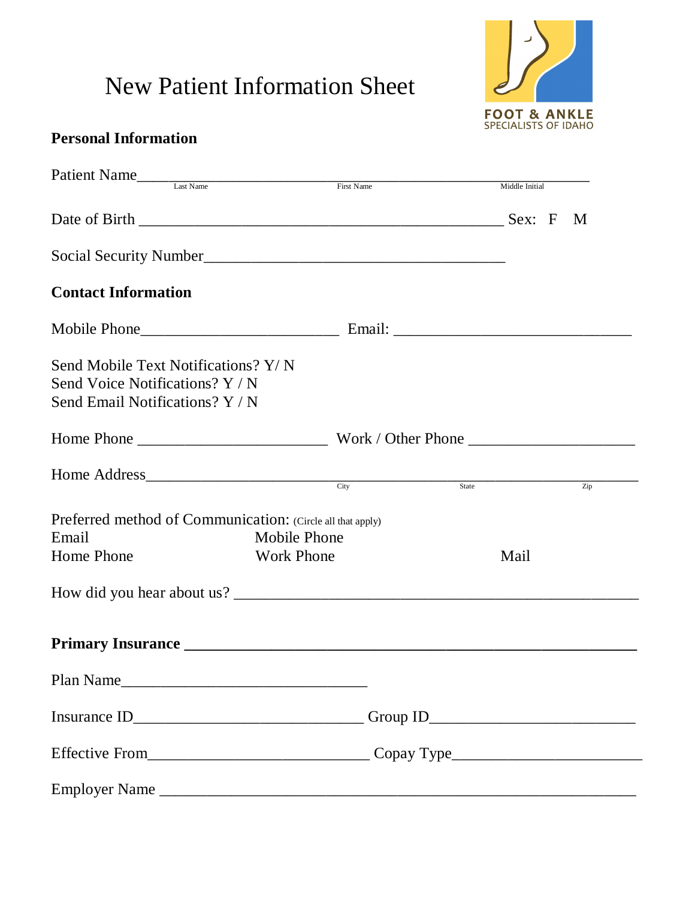# New Patient Information Sheet

FOOT & ANKLE
SPECIALISTS OF IDAHO

## Personal Information

Patient Name_______________________________________________
Last Name First Name Middle Initial

Date of Birth _______________________________________ Sex: F M

Social Security Number________________________________

## Contact Information

Mobile Phone_____________________ Email: _______________________

Send Mobile Text Notifications? Y/ N
Send Voice Notifications? Y / N
Send Email Notifications? Y / N

Home Phone __________________ Work / Other Phone ________________

Home Address______________________________________________
City State Zip

Preferred method of Communication: (Circle all that apply)

Email Mobile Phone
Home Phone Work Phone Mail

How did you hear about us? _______________________________________

**Primary Insurance _____________________________________________**

Plan Name________________________

Insurance ID______________________ Group ID____________________

Effective From_____________________ Copay Type__________________

Employer Name ____________________________________________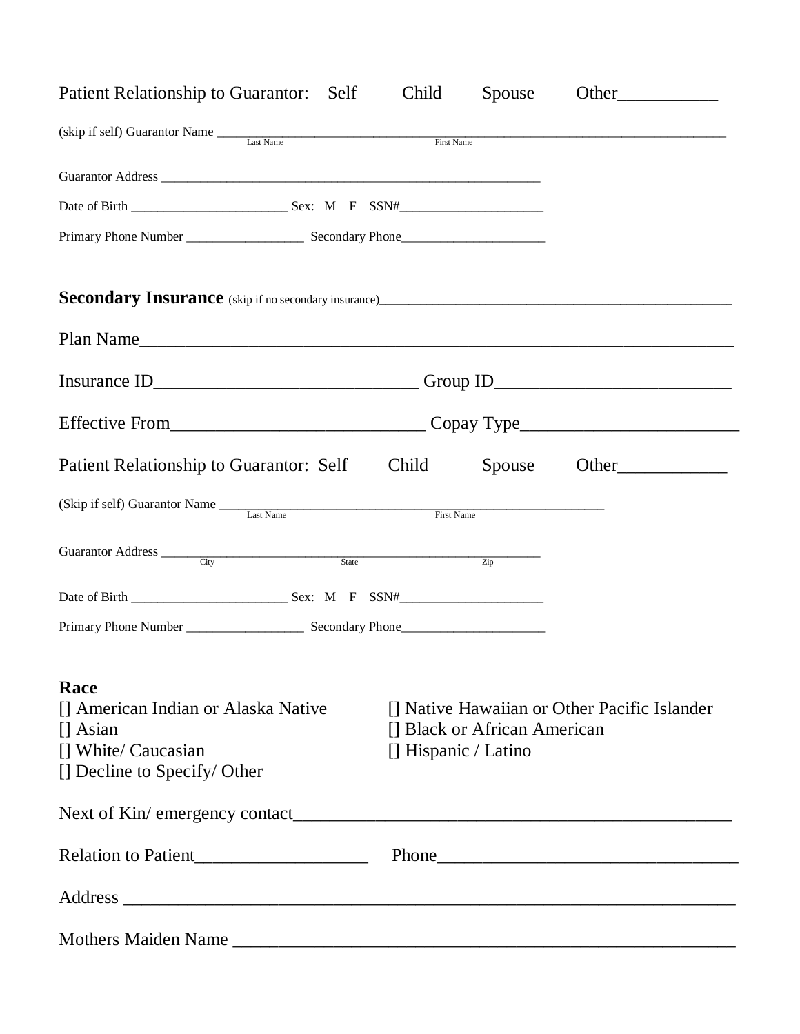Patient Relationship to Guarantor: Self Child Spouse Other___________

(skip if self) Guarantor Name ________________________________________________________________
Last Name First Name

Guarantor Address ____________________________________________________

Date of Birth ______________________ Sex: M F SSN#____________________

Primary Phone Number _________________ Secondary Phone____________________

**Secondary Insurance** (skip if no secondary insurance)_______________________________________________

Plan Name______________________________________________________________

Insurance ID___________________________ Group ID_________________________

Effective From__________________________ Copay Type_______________________

Patient Relationship to Guarantor: Self Child Spouse Other____________

(Skip if self) Guarantor Name ______________________________________________________
Last Name First Name

Guarantor Address ____________________________________________________
City State Zip

Date of Birth ______________________ Sex: M F SSN#____________________

Primary Phone Number _________________ Secondary Phone____________________

**Race**

[] American Indian or Alaska Native
[] Asian
[] White/ Caucasian
[] Decline to Specify/ Other
[] Native Hawaiian or Other Pacific Islander
[] Black or African American
[] Hispanic / Latino

Next of Kin/ emergency contact_________________________________________________

Relation to Patient___________________ Phone________________________________

Address _________________________________________________________________

Mothers Maiden Name ______________________________________________________